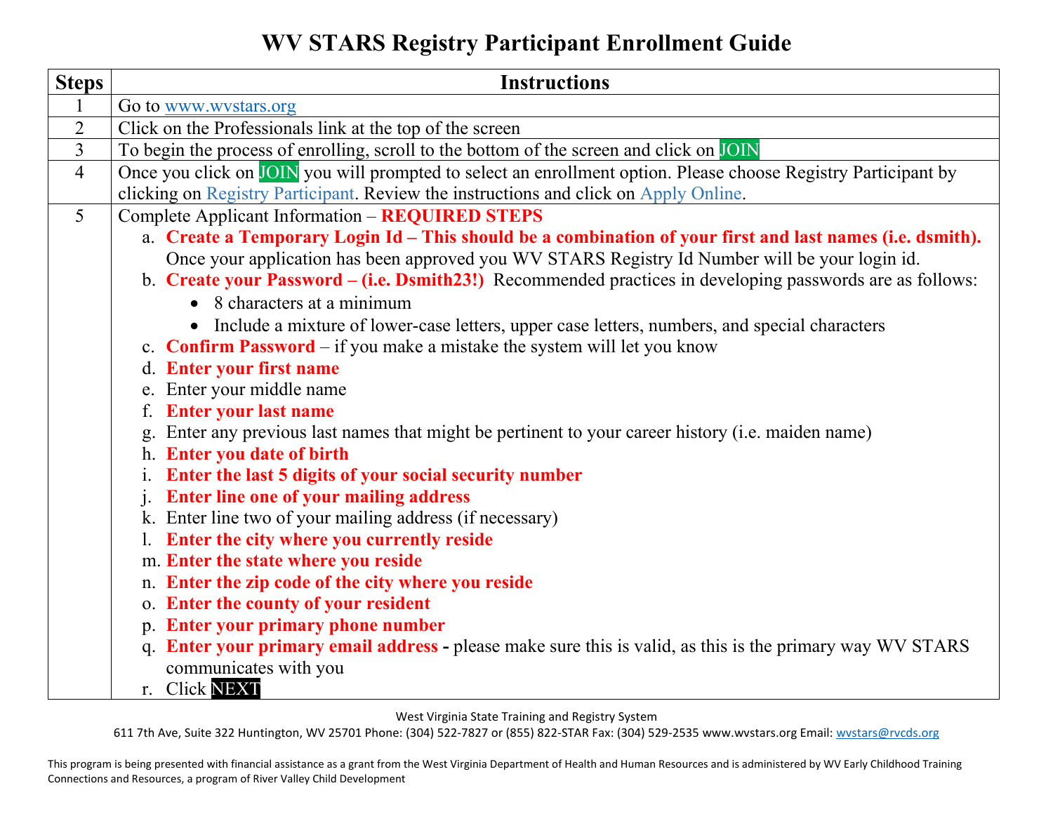# WV STARS Registry Participant Enrollment Guide

| Steps | Instructions |
|---|---|
| 1 | Go to www.wvstars.org |
| 2 | Click on the Professionals link at the top of the screen |
| 3 | To begin the process of enrolling, scroll to the bottom of the screen and click on JOIN |
| 4 | Once you click on JOIN you will prompted to select an enrollment option. Please choose Registry Participant by clicking on Registry Participant. Review the instructions and click on Apply Online. |
| 5 | Complete Applicant Information – **REQUIRED STEPS**<br>a. **Create a Temporary Login Id – This should be a combination of your first and last names (i.e. dsmith).** Once your application has been approved you WV STARS Registry Id Number will be your login id.<br>b. **Create your Password – (i.e. Dsmith23!)** Recommended practices in developing passwords are as follows:<br>• 8 characters at a minimum<br>• Include a mixture of lower-case letters, upper case letters, numbers, and special characters<br>c. **Confirm Password** – if you make a mistake the system will let you know<br>d. **Enter your first name**<br>e. Enter your middle name<br>f. **Enter your last name**<br>g. Enter any previous last names that might be pertinent to your career history (i.e. maiden name)<br>h. **Enter you date of birth**<br>i. **Enter the last 5 digits of your social security number**<br>j. **Enter line one of your mailing address**<br>k. Enter line two of your mailing address (if necessary)<br>l. **Enter the city where you currently reside**<br>m. **Enter the state where you reside**<br>n. **Enter the zip code of the city where you reside**<br>o. **Enter the county of your resident**<br>p. **Enter your primary phone number**<br>q. **Enter your primary email address -** please make sure this is valid, as this is the primary way WV STARS communicates with you<br>r. Click NEXT |

West Virginia State Training and Registry System
611 7th Ave, Suite 322 Huntington, WV 25701 Phone: (304) 522-7827 or (855) 822-STAR Fax: (304) 529-2535 www.wvstars.org Email: wvstars@rvcds.org

This program is being presented with financial assistance as a grant from the West Virginia Department of Health and Human Resources and is administered by WV Early Childhood Training Connections and Resources, a program of River Valley Child Development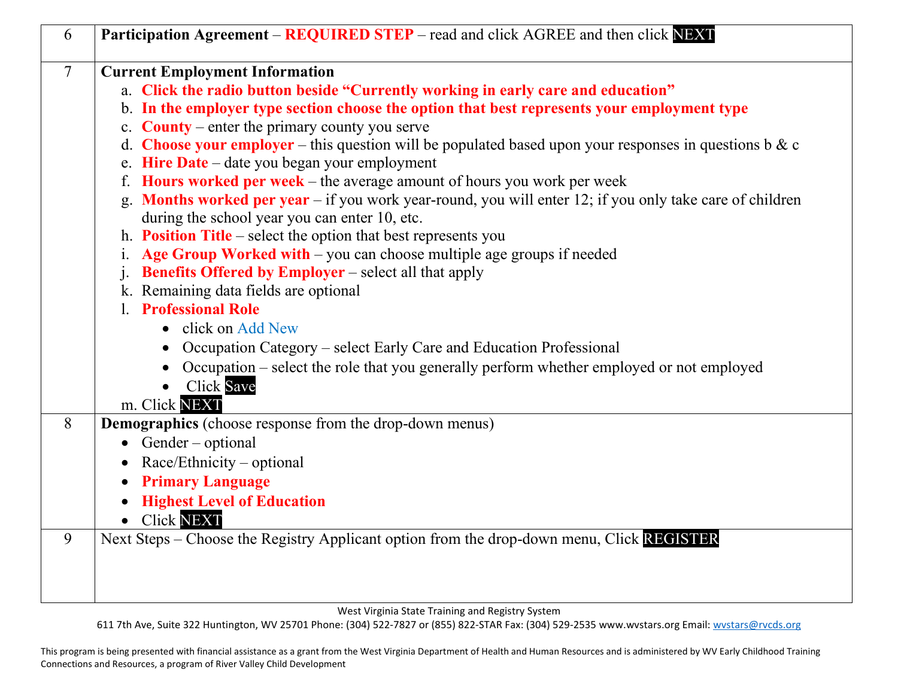| | |
|---|---|
| 6 | **Participation Agreement** – **REQUIRED STEP** – read and click AGREE and then click NEXT |
| 7 | **Current Employment Information**<br>a. **Click the radio button beside "Currently working in early care and education"**<br>b. **In the employer type section choose the option that best represents your employment type**<br>c. **County** – enter the primary county you serve<br>d. **Choose your employer** – this question will be populated based upon your responses in questions b & c<br>e. **Hire Date** – date you began your employment<br>f. **Hours worked per week** – the average amount of hours you work per week<br>g. **Months worked per year** – if you work year-round, you will enter 12; if you only take care of children during the school year you can enter 10, etc.<br>h. **Position Title** – select the option that best represents you<br>i. **Age Group Worked with** – you can choose multiple age groups if needed<br>j. **Benefits Offered by Employer** – select all that apply<br>k. Remaining data fields are optional<br>l. **Professional Role**<br>• click on Add New<br>• Occupation Category – select Early Care and Education Professional<br>• Occupation – select the role that you generally perform whether employed or not employed<br>• Click Save<br>m. Click NEXT |
| 8 | **Demographics** (choose response from the drop-down menus)<br>• Gender – optional<br>• Race/Ethnicity – optional<br>• **Primary Language**<br>• **Highest Level of Education**<br>• Click NEXT |
| 9 | Next Steps – Choose the Registry Applicant option from the drop-down menu, Click REGISTER |

West Virginia State Training and Registry System
611 7th Ave, Suite 322 Huntington, WV 25701 Phone: (304) 522-7827 or (855) 822-STAR Fax: (304) 529-2535 www.wvstars.org Email: wvstars@rvcds.org

This program is being presented with financial assistance as a grant from the West Virginia Department of Health and Human Resources and is administered by WV Early Childhood Training Connections and Resources, a program of River Valley Child Development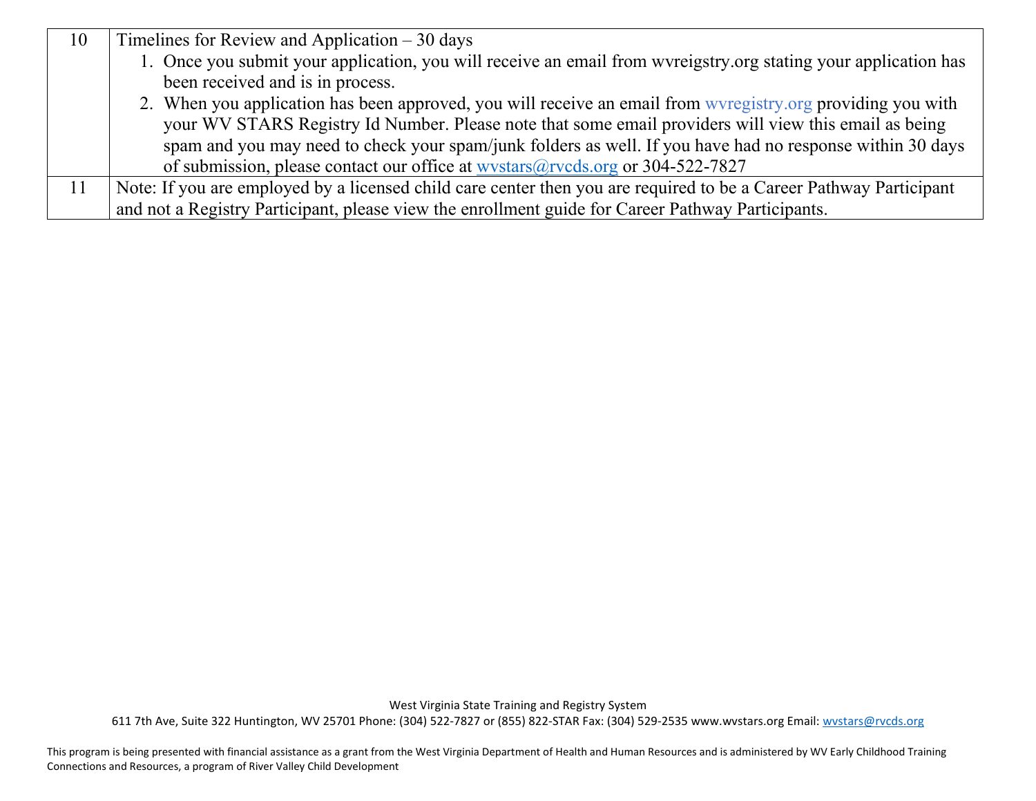| | |
|---|---|
| 10 | Timelines for Review and Application – 30 days<br>1. Once you submit your application, you will receive an email from wvreigstry.org stating your application has been received and is in process.<br>2. When you application has been approved, you will receive an email from wvregistry.org providing you with your WV STARS Registry Id Number. Please note that some email providers will view this email as being spam and you may need to check your spam/junk folders as well. If you have had no response within 30 days of submission, please contact our office at wvstars@rvcds.org or 304-522-7827 |
| 11 | Note: If you are employed by a licensed child care center then you are required to be a Career Pathway Participant and not a Registry Participant, please view the enrollment guide for Career Pathway Participants. |

West Virginia State Training and Registry System
611 7th Ave, Suite 322 Huntington, WV 25701 Phone: (304) 522-7827 or (855) 822-STAR Fax: (304) 529-2535 www.wvstars.org Email: wvstars@rvcds.org

This program is being presented with financial assistance as a grant from the West Virginia Department of Health and Human Resources and is administered by WV Early Childhood Training Connections and Resources, a program of River Valley Child Development